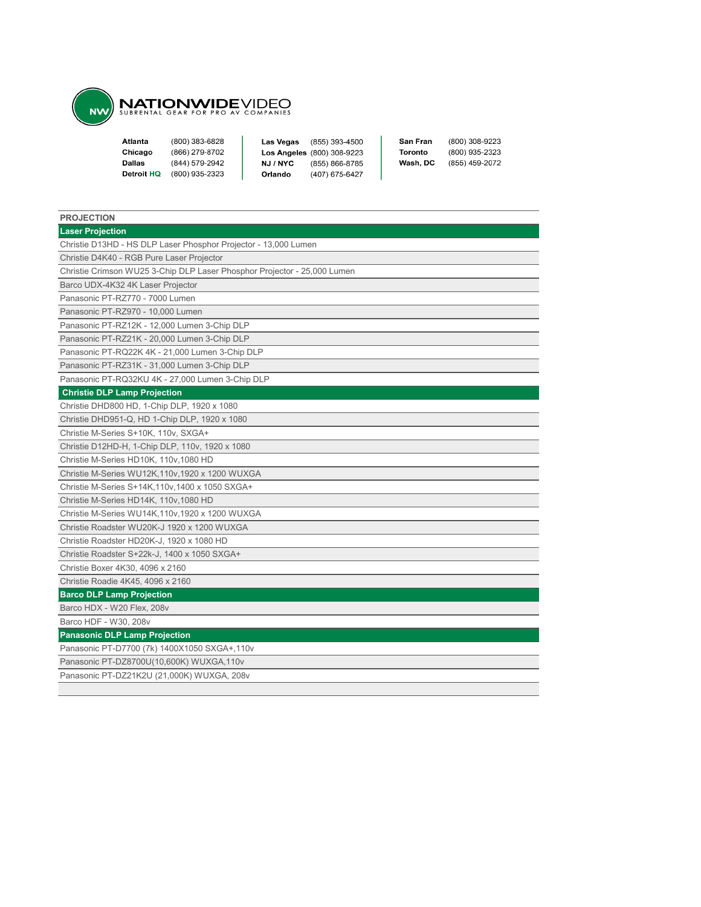**NATIONWIDEVIDEO**
SUBRENTAL GEAR FOR PRO AV COMPANIES

| | | | | | |
|---|---|---|---|---|---|
| **Atlanta** | (800) 383-6828 | **Las Vegas** | (855) 393-4500 | **San Fran** | (800) 308-9223 |
| **Chicago** | (866) 279-8702 | **Los Angeles** | (800) 308-9223 | **Toronto** | (800) 935-2323 |
| **Dallas** | (844) 579-2942 | **NJ / NYC** | (855) 866-8785 | **Wash, DC** | (855) 459-2072 |
| **Detroit HQ** | (800) 935-2323 | **Orlando** | (407) 675-6427 | | |

| PROJECTION |
|---|
| **Laser Projection** |
| Christie D13HD - HS DLP Laser Phosphor Projector - 13,000 Lumen |
| Christie D4K40 - RGB Pure Laser Projector |
| Christie Crimson WU25 3-Chip DLP Laser Phosphor Projector - 25,000 Lumen |
| Barco UDX-4K32 4K Laser Projector |
| Panasonic PT-RZ770 - 7000 Lumen |
| Panasonic PT-RZ970 - 10,000 Lumen |
| Panasonic PT-RZ12K - 12,000 Lumen 3-Chip DLP |
| Panasonic PT-RZ21K - 20,000 Lumen 3-Chip DLP |
| Panasonic PT-RQ22K 4K - 21,000 Lumen 3-Chip DLP |
| Panasonic PT-RZ31K - 31,000 Lumen 3-Chip DLP |
| Panasonic PT-RQ32KU 4K - 27,000 Lumen 3-Chip DLP |
| **Christie DLP Lamp Projection** |
| Christie DHD800 HD, 1-Chip DLP, 1920 x 1080 |
| Christie DHD951-Q, HD 1-Chip DLP, 1920 x 1080 |
| Christie M-Series S+10K, 110v, SXGA+ |
| Christie D12HD-H, 1-Chip DLP, 110v, 1920 x 1080 |
| Christie M-Series HD10K, 110v,1080 HD |
| Christie M-Series WU12K,110v,1920 x 1200 WUXGA |
| Christie M-Series S+14K,110v,1400 x 1050 SXGA+ |
| Christie M-Series HD14K, 110v,1080 HD |
| Christie M-Series WU14K,110v,1920 x 1200 WUXGA |
| Christie Roadster WU20K-J 1920 x 1200 WUXGA |
| Christie Roadster HD20K-J, 1920 x 1080 HD |
| Christie Roadster S+22k-J, 1400 x 1050 SXGA+ |
| Christie Boxer 4K30, 4096 x 2160 |
| Christie Roadie 4K45, 4096 x 2160 |
| **Barco DLP Lamp Projection** |
| Barco HDX - W20 Flex, 208v |
| Barco HDF - W30, 208v |
| **Panasonic DLP Lamp Projection** |
| Panasonic PT-D7700 (7k) 1400X1050 SXGA+,110v |
| Panasonic PT-DZ8700U(10,600K) WUXGA,110v |
| Panasonic PT-DZ21K2U (21,000K) WUXGA, 208v |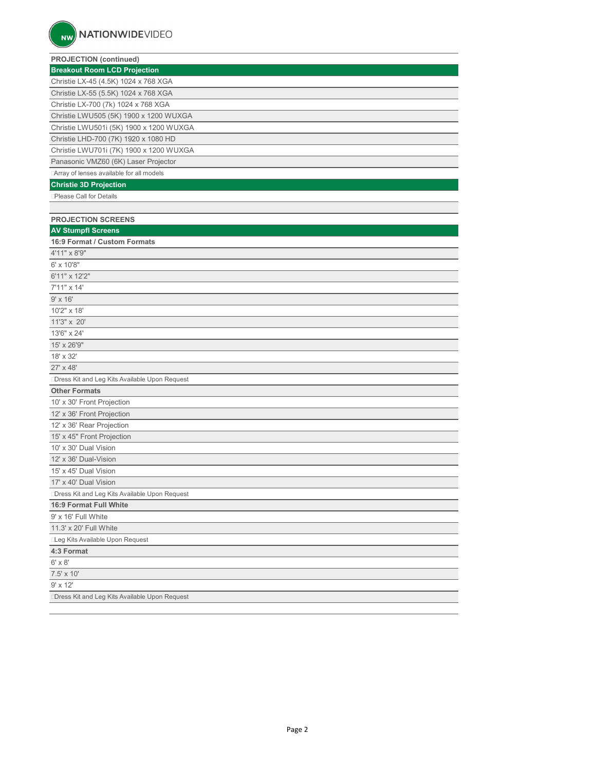## PROJECTION (continued)

### Breakout Room LCD Projection

- Christie LX-45 (4.5K) 1024 x 768 XGA
- Christie LX-55 (5.5K) 1024 x 768 XGA
- Christie LX-700 (7k) 1024 x 768 XGA
- Christie LWU505 (5K) 1900 x 1200 WUXGA
- Christie LWU501i (5K) 1900 x 1200 WUXGA
- Christie LHD-700 (7K) 1920 x 1080 HD
- Christie LWU701i (7K) 1900 x 1200 WUXGA
- Panasonic VMZ60 (6K) Laser Projector
- Array of lenses available for all models

### Christie 3D Projection

- Please Call for Details

## PROJECTION SCREENS

### AV Stumpfl Screens

**16:9 Format / Custom Formats**

- 4'11" x 8'9"
- 6' x 10'8"
- 6'11" x 12'2"
- 7'11" x 14'
- 9' x 16'
- 10'2" x 18'
- 11'3" x 20'
- 13'6" x 24'
- 15' x 26'9"
- 18' x 32'
- 27' x 48'
- Dress Kit and Leg Kits Available Upon Request

**Other Formats**

- 10' x 30' Front Projection
- 12' x 36' Front Projection
- 12' x 36' Rear Projection
- 15' x 45" Front Projection
- 10' x 30' Dual Vision
- 12' x 36' Dual-Vision
- 15' x 45' Dual Vision
- 17' x 40' Dual Vision
- Dress Kit and Leg Kits Available Upon Request

**16:9 Format Full White**

- 9' x 16' Full White
- 11.3' x 20' Full White
- Leg Kits Available Upon Request

**4:3 Format**

- 6' x 8'
- 7.5' x 10'
- 9' x 12'
- Dress Kit and Leg Kits Available Upon Request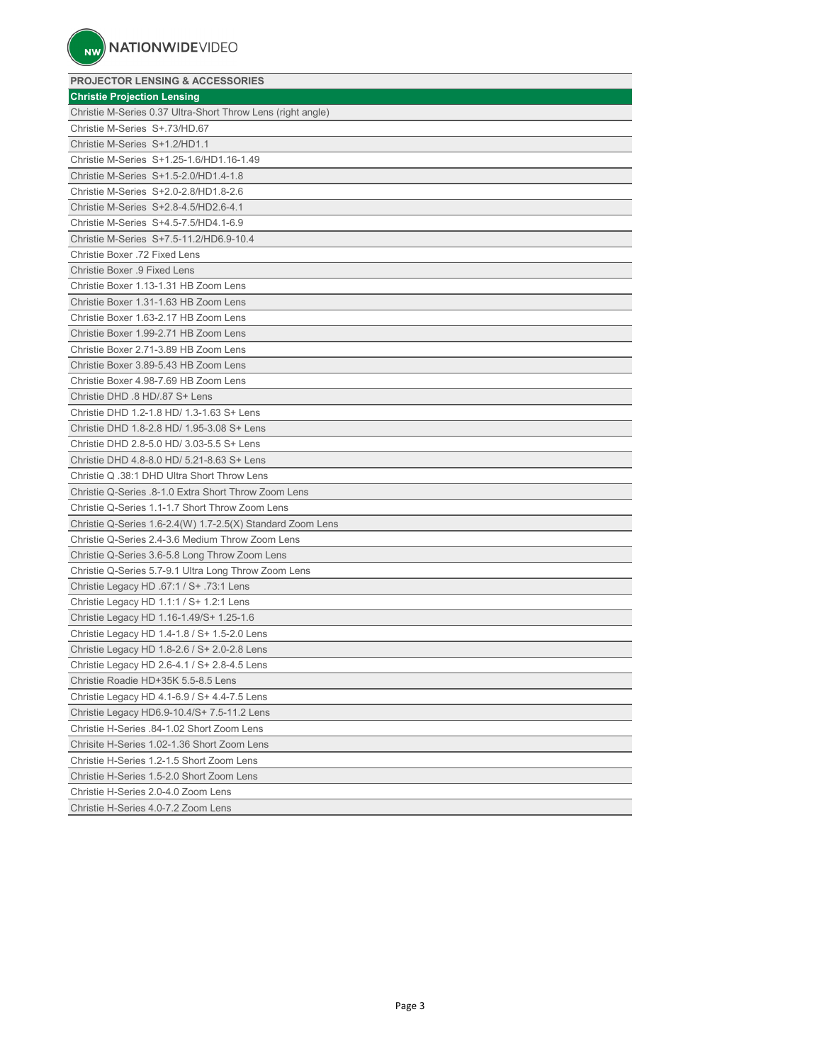| PROJECTOR LENSING & ACCESSORIES |
|---|
| **Christie Projection Lensing** |
| Christie M-Series 0.37 Ultra-Short Throw Lens (right angle) |
| Christie M-Series  S+.73/HD.67 |
| Christie M-Series  S+1.2/HD1.1 |
| Christie M-Series  S+1.25-1.6/HD1.16-1.49 |
| Christie M-Series  S+1.5-2.0/HD1.4-1.8 |
| Christie M-Series  S+2.0-2.8/HD1.8-2.6 |
| Christie M-Series  S+2.8-4.5/HD2.6-4.1 |
| Christie M-Series  S+4.5-7.5/HD4.1-6.9 |
| Christie M-Series  S+7.5-11.2/HD6.9-10.4 |
| Christie Boxer .72 Fixed Lens |
| Christie Boxer .9 Fixed Lens |
| Christie Boxer 1.13-1.31 HB Zoom Lens |
| Christie Boxer 1.31-1.63 HB Zoom Lens |
| Christie Boxer 1.63-2.17 HB Zoom Lens |
| Christie Boxer 1.99-2.71 HB Zoom Lens |
| Christie Boxer 2.71-3.89 HB Zoom Lens |
| Christie Boxer 3.89-5.43 HB Zoom Lens |
| Christie Boxer 4.98-7.69 HB Zoom Lens |
| Christie DHD .8 HD/.87 S+ Lens |
| Christie DHD 1.2-1.8 HD/ 1.3-1.63 S+ Lens |
| Christie DHD 1.8-2.8 HD/ 1.95-3.08 S+ Lens |
| Christie DHD 2.8-5.0 HD/ 3.03-5.5 S+ Lens |
| Christie DHD 4.8-8.0 HD/ 5.21-8.63 S+ Lens |
| Christie Q .38:1 DHD Ultra Short Throw Lens |
| Christie Q-Series .8-1.0 Extra Short Throw Zoom Lens |
| Christie Q-Series 1.1-1.7 Short Throw Zoom Lens |
| Christie Q-Series 1.6-2.4(W) 1.7-2.5(X) Standard Zoom Lens |
| Christie Q-Series 2.4-3.6 Medium Throw Zoom Lens |
| Christie Q-Series 3.6-5.8 Long Throw Zoom Lens |
| Christie Q-Series 5.7-9.1 Ultra Long Throw Zoom Lens |
| Christie Legacy HD .67:1 / S+ .73:1 Lens |
| Christie Legacy HD 1.1:1 / S+ 1.2:1 Lens |
| Christie Legacy HD 1.16-1.49/S+ 1.25-1.6 |
| Christie Legacy HD 1.4-1.8 / S+ 1.5-2.0 Lens |
| Christie Legacy HD 1.8-2.6 / S+ 2.0-2.8 Lens |
| Christie Legacy HD 2.6-4.1 / S+ 2.8-4.5 Lens |
| Christie Roadie HD+35K 5.5-8.5 Lens |
| Christie Legacy HD 4.1-6.9 / S+ 4.4-7.5 Lens |
| Christie Legacy HD6.9-10.4/S+ 7.5-11.2 Lens |
| Christie H-Series .84-1.02 Short Zoom Lens |
| Chrisite H-Series 1.02-1.36 Short Zoom Lens |
| Christie H-Series 1.2-1.5 Short Zoom Lens |
| Christie H-Series 1.5-2.0 Short Zoom Lens |
| Christie H-Series 2.0-4.0 Zoom Lens |
| Christie H-Series 4.0-7.2 Zoom Lens |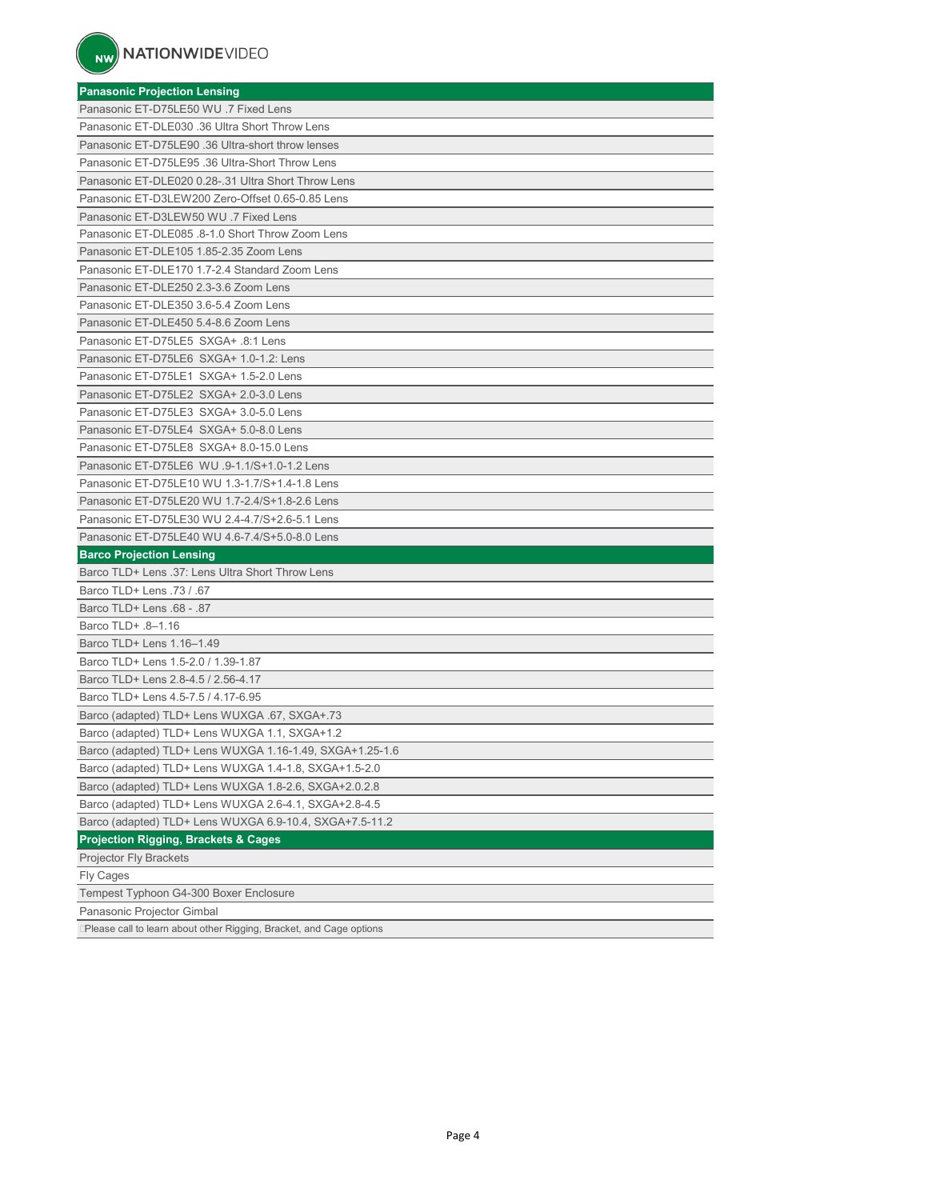| Panasonic Projection Lensing |
|---|
| Panasonic ET-D75LE50 WU .7 Fixed Lens |
| Panasonic ET-DLE030 .36 Ultra Short Throw Lens |
| Panasonic ET-D75LE90 .36 Ultra-short throw lenses |
| Panasonic ET-D75LE95 .36 Ultra-Short Throw Lens |
| Panasonic ET-DLE020 0.28-.31 Ultra Short Throw Lens |
| Panasonic ET-D3LEW200 Zero-Offset 0.65-0.85 Lens |
| Panasonic ET-D3LEW50 WU .7 Fixed Lens |
| Panasonic ET-DLE085 .8-1.0 Short Throw Zoom Lens |
| Panasonic ET-DLE105 1.85-2.35 Zoom Lens |
| Panasonic ET-DLE170 1.7-2.4 Standard Zoom Lens |
| Panasonic ET-DLE250 2.3-3.6 Zoom Lens |
| Panasonic ET-DLE350 3.6-5.4 Zoom Lens |
| Panasonic ET-DLE450 5.4-8.6 Zoom Lens |
| Panasonic ET-D75LE5 SXGA+ .8:1 Lens |
| Panasonic ET-D75LE6 SXGA+ 1.0-1.2: Lens |
| Panasonic ET-D75LE1 SXGA+ 1.5-2.0 Lens |
| Panasonic ET-D75LE2 SXGA+ 2.0-3.0 Lens |
| Panasonic ET-D75LE3 SXGA+ 3.0-5.0 Lens |
| Panasonic ET-D75LE4 SXGA+ 5.0-8.0 Lens |
| Panasonic ET-D75LE8 SXGA+ 8.0-15.0 Lens |
| Panasonic ET-D75LE6 WU .9-1.1/S+1.0-1.2 Lens |
| Panasonic ET-D75LE10 WU 1.3-1.7/S+1.4-1.8 Lens |
| Panasonic ET-D75LE20 WU 1.7-2.4/S+1.8-2.6 Lens |
| Panasonic ET-D75LE30 WU 2.4-4.7/S+2.6-5.1 Lens |
| Panasonic ET-D75LE40 WU 4.6-7.4/S+5.0-8.0 Lens |
| **Barco Projection Lensing** |
| Barco TLD+ Lens .37: Lens Ultra Short Throw Lens |
| Barco TLD+ Lens .73 / .67 |
| Barco TLD+ Lens .68 - .87 |
| Barco TLD+ .8–1.16 |
| Barco TLD+ Lens 1.16–1.49 |
| Barco TLD+ Lens 1.5-2.0 / 1.39-1.87 |
| Barco TLD+ Lens 2.8-4.5 / 2.56-4.17 |
| Barco TLD+ Lens 4.5-7.5 / 4.17-6.95 |
| Barco (adapted) TLD+ Lens WUXGA .67, SXGA+.73 |
| Barco (adapted) TLD+ Lens WUXGA 1.1, SXGA+1.2 |
| Barco (adapted) TLD+ Lens WUXGA 1.16-1.49, SXGA+1.25-1.6 |
| Barco (adapted) TLD+ Lens WUXGA 1.4-1.8, SXGA+1.5-2.0 |
| Barco (adapted) TLD+ Lens WUXGA 1.8-2.6, SXGA+2.0.2.8 |
| Barco (adapted) TLD+ Lens WUXGA 2.6-4.1, SXGA+2.8-4.5 |
| Barco (adapted) TLD+ Lens WUXGA 6.9-10.4, SXGA+7.5-11.2 |
| **Projection Rigging, Brackets & Cages** |
| Projector Fly Brackets |
| Fly Cages |
| Tempest Typhoon G4-300 Boxer Enclosure |
| Panasonic Projector Gimbal |
| Please call to learn about other Rigging, Bracket, and Cage options |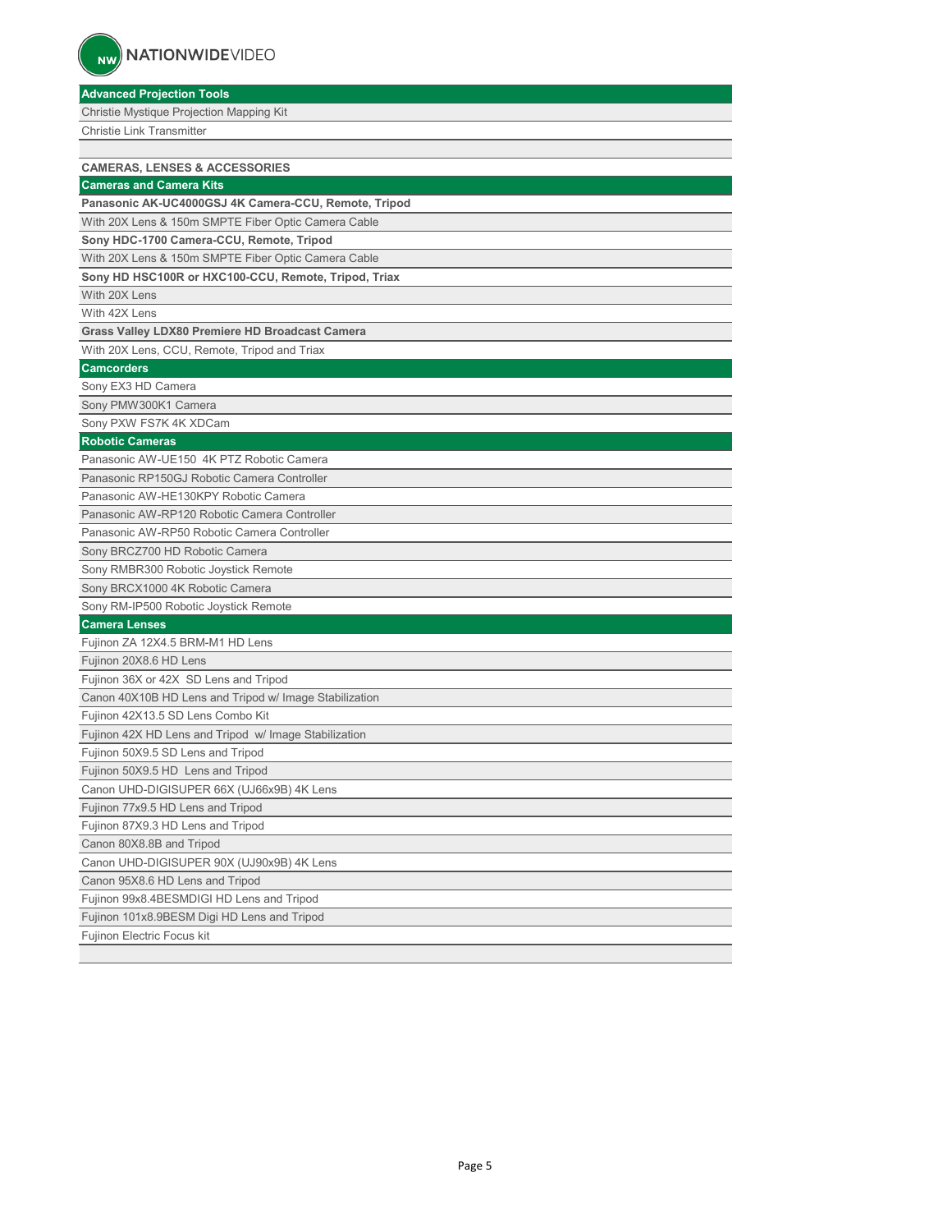## Advanced Projection Tools

Christie Mystique Projection Mapping Kit

Christie Link Transmitter

# CAMERAS, LENSES & ACCESSORIES

## Cameras and Camera Kits

**Panasonic AK-UC4000GSJ 4K Camera-CCU, Remote, Tripod**

With 20X Lens & 150m SMPTE Fiber Optic Camera Cable

**Sony HDC-1700 Camera-CCU, Remote, Tripod**

With 20X Lens & 150m SMPTE Fiber Optic Camera Cable

**Sony HD HSC100R or HXC100-CCU, Remote, Tripod, Triax**

With 20X Lens

With 42X Lens

**Grass Valley LDX80 Premiere HD Broadcast Camera**

With 20X Lens, CCU, Remote, Tripod and Triax

## Camcorders

Sony EX3 HD Camera

Sony PMW300K1 Camera

Sony PXW FS7K 4K XDCam

## Robotic Cameras

Panasonic AW-UE150 4K PTZ Robotic Camera

Panasonic RP150GJ Robotic Camera Controller

Panasonic AW-HE130KPY Robotic Camera

Panasonic AW-RP120 Robotic Camera Controller

Panasonic AW-RP50 Robotic Camera Controller

Sony BRCZ700 HD Robotic Camera

Sony RMBR300 Robotic Joystick Remote

Sony BRCX1000 4K Robotic Camera

Sony RM-IP500 Robotic Joystick Remote

## Camera Lenses

Fujinon ZA 12X4.5 BRM-M1 HD Lens

Fujinon 20X8.6 HD Lens

Fujinon 36X or 42X SD Lens and Tripod

Canon 40X10B HD Lens and Tripod w/ Image Stabilization

Fujinon 42X13.5 SD Lens Combo Kit

Fujinon 42X HD Lens and Tripod w/ Image Stabilization

Fujinon 50X9.5 SD Lens and Tripod

Fujinon 50X9.5 HD Lens and Tripod

Canon UHD-DIGISUPER 66X (UJ66x9B) 4K Lens

Fujinon 77x9.5 HD Lens and Tripod

Fujinon 87X9.3 HD Lens and Tripod

Canon 80X8.8B and Tripod

Canon UHD-DIGISUPER 90X (UJ90x9B) 4K Lens

Canon 95X8.6 HD Lens and Tripod

Fujinon 99x8.4BESMDIGI HD Lens and Tripod

Fujinon 101x8.9BESM Digi HD Lens and Tripod

Fujinon Electric Focus kit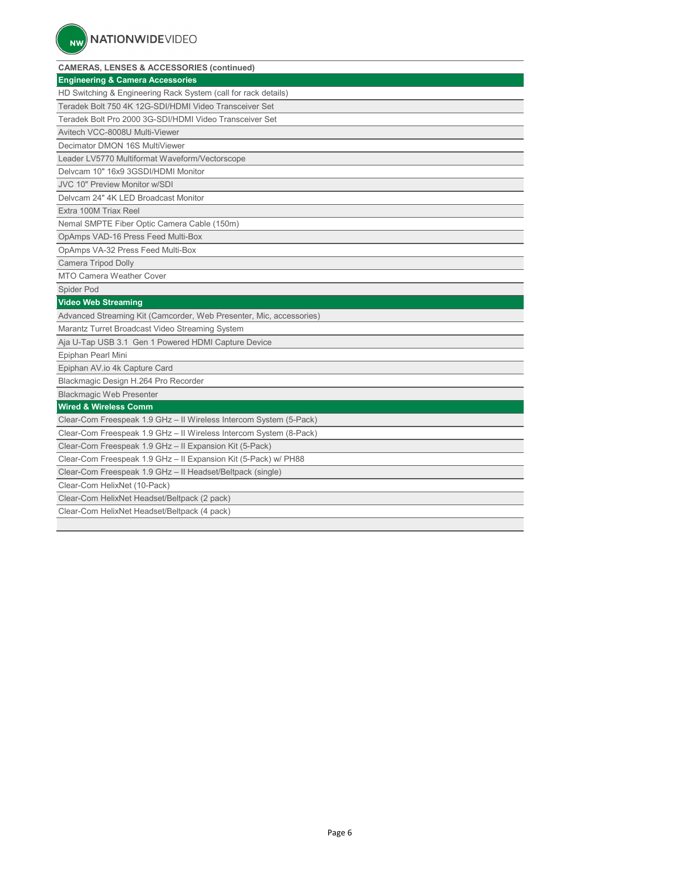**CAMERAS, LENSES & ACCESSORIES (continued)**

| **Engineering & Camera Accessories** |
|---|
| HD Switching & Engineering Rack System (call for rack details) |
| Teradek Bolt 750 4K 12G-SDI/HDMI Video Transceiver Set |
| Teradek Bolt Pro 2000 3G-SDI/HDMI Video Transceiver Set |
| Avitech VCC-8008U Multi-Viewer |
| Decimator DMON 16S MultiViewer |
| Leader LV5770 Multiformat Waveform/Vectorscope |
| Delvcam 10" 16x9 3GSDI/HDMI Monitor |
| JVC 10" Preview Monitor w/SDI |
| Delvcam 24" 4K LED Broadcast Monitor |
| Extra 100M Triax Reel |
| Nemal SMPTE Fiber Optic Camera Cable (150m) |
| OpAmps VAD-16 Press Feed Multi-Box |
| OpAmps VA-32 Press Feed Multi-Box |
| Camera Tripod Dolly |
| MTO Camera Weather Cover |
| Spider Pod |
| **Video Web Streaming** |
| Advanced Streaming Kit (Camcorder, Web Presenter, Mic, accessories) |
| Marantz Turret Broadcast Video Streaming System |
| Aja U-Tap USB 3.1 Gen 1 Powered HDMI Capture Device |
| Epiphan Pearl Mini |
| Epiphan AV.io 4k Capture Card |
| Blackmagic Design H.264 Pro Recorder |
| Blackmagic Web Presenter |
| **Wired & Wireless Comm** |
| Clear-Com Freespeak 1.9 GHz – II Wireless Intercom System (5-Pack) |
| Clear-Com Freespeak 1.9 GHz – II Wireless Intercom System (8-Pack) |
| Clear-Com Freespeak 1.9 GHz – II Expansion Kit (5-Pack) |
| Clear-Com Freespeak 1.9 GHz – II Expansion Kit (5-Pack) w/ PH88 |
| Clear-Com Freespeak 1.9 GHz – II Headset/Beltpack (single) |
| Clear-Com HelixNet (10-Pack) |
| Clear-Com HelixNet Headset/Beltpack (2 pack) |
| Clear-Com HelixNet Headset/Beltpack (4 pack) |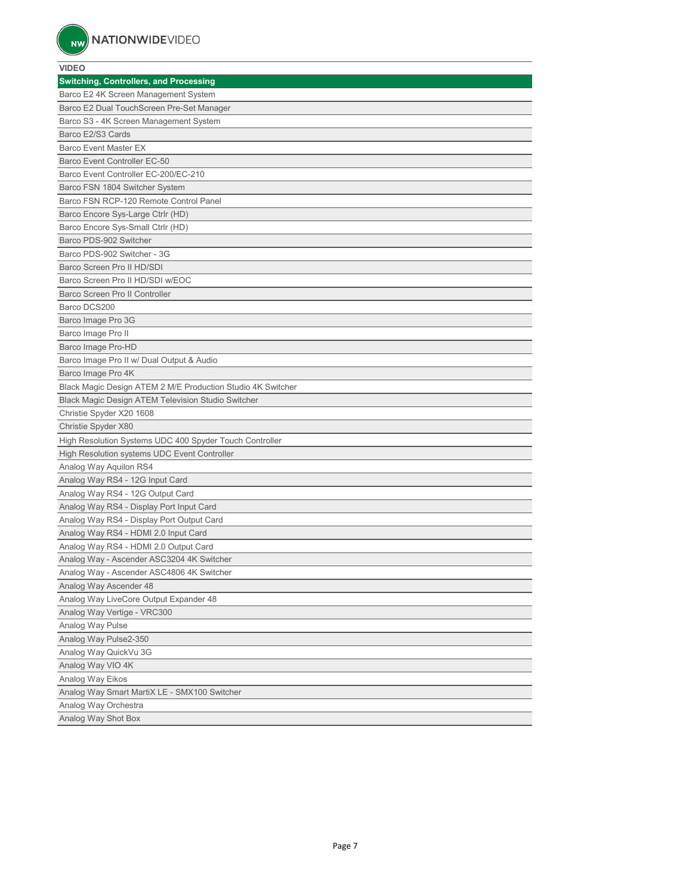## VIDEO

| Switching, Controllers, and Processing |
|---|
| Barco E2 4K Screen Management System |
| Barco E2 Dual TouchScreen Pre-Set Manager |
| Barco S3 - 4K Screen Management System |
| Barco E2/S3 Cards |
| Barco Event Master EX |
| Barco Event Controller EC-50 |
| Barco Event Controller EC-200/EC-210 |
| Barco FSN 1804 Switcher System |
| Barco FSN RCP-120 Remote Control Panel |
| Barco Encore Sys-Large Ctrlr (HD) |
| Barco Encore Sys-Small Ctrlr (HD) |
| Barco PDS-902 Switcher |
| Barco PDS-902 Switcher - 3G |
| Barco Screen Pro II HD/SDI |
| Barco Screen Pro II HD/SDI w/EOC |
| Barco Screen Pro II Controller |
| Barco DCS200 |
| Barco Image Pro 3G |
| Barco Image Pro II |
| Barco Image Pro-HD |
| Barco Image Pro II w/ Dual Output & Audio |
| Barco Image Pro 4K |
| Black Magic Design ATEM 2 M/E Production Studio 4K Switcher |
| Black Magic Design ATEM Television Studio Switcher |
| Christie Spyder X20 1608 |
| Christie Spyder X80 |
| High Resolution Systems UDC 400 Spyder Touch Controller |
| High Resolution systems UDC Event Controller |
| Analog Way Aquilon RS4 |
| Analog Way RS4 - 12G Input Card |
| Analog Way RS4 - 12G Output Card |
| Analog Way RS4 - Display Port Input Card |
| Analog Way RS4 - Display Port Output Card |
| Analog Way RS4 - HDMI 2.0 Input Card |
| Analog Way RS4 - HDMI 2.0 Output Card |
| Analog Way - Ascender ASC3204 4K Switcher |
| Analog Way - Ascender ASC4806 4K Switcher |
| Analog Way Ascender 48 |
| Analog Way LiveCore Output Expander 48 |
| Analog Way Vertige - VRC300 |
| Analog Way Pulse |
| Analog Way Pulse2-350 |
| Analog Way QuickVu 3G |
| Analog Way VIO 4K |
| Analog Way Eikos |
| Analog Way Smart MartiX LE - SMX100 Switcher |
| Analog Way Orchestra |
| Analog Way Shot Box |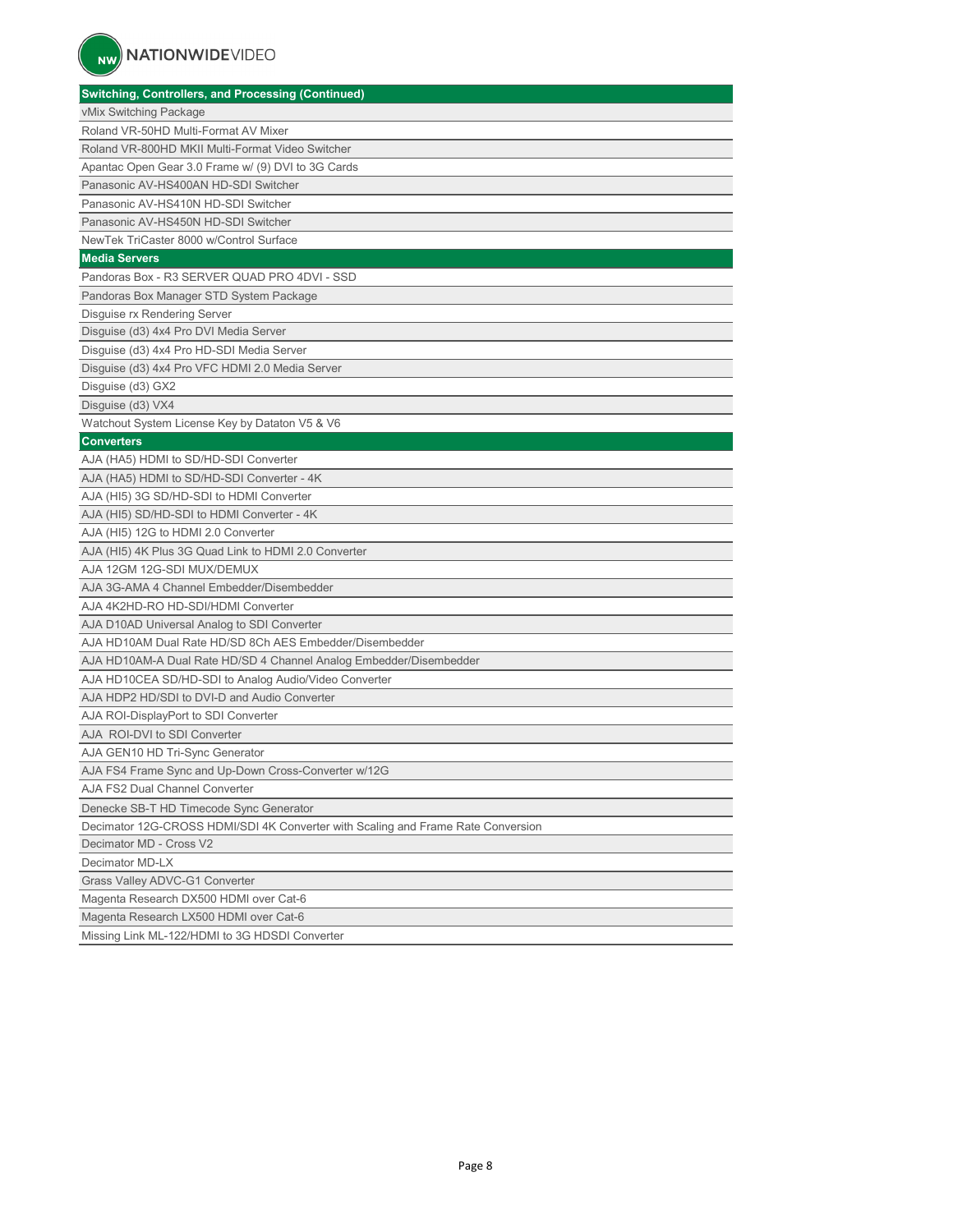| Switching, Controllers, and Processing (Continued) |
|---|
| vMix Switching Package |
| Roland VR-50HD Multi-Format AV Mixer |
| Roland VR-800HD MKII Multi-Format Video Switcher |
| Apantac Open Gear 3.0 Frame w/ (9) DVI to 3G Cards |
| Panasonic AV-HS400AN HD-SDI Switcher |
| Panasonic AV-HS410N HD-SDI Switcher |
| Panasonic AV-HS450N HD-SDI Switcher |
| NewTek TriCaster 8000 w/Control Surface |
| **Media Servers** |
| Pandoras Box - R3 SERVER QUAD PRO 4DVI - SSD |
| Pandoras Box Manager STD System Package |
| Disguise rx Rendering Server |
| Disguise (d3) 4x4 Pro DVI Media Server |
| Disguise (d3) 4x4 Pro HD-SDI Media Server |
| Disguise (d3) 4x4 Pro VFC HDMI 2.0 Media Server |
| Disguise (d3) GX2 |
| Disguise (d3) VX4 |
| Watchout System License Key by Dataton V5 & V6 |
| **Converters** |
| AJA (HA5) HDMI to SD/HD-SDI Converter |
| AJA (HA5) HDMI to SD/HD-SDI Converter - 4K |
| AJA (HI5) 3G SD/HD-SDI to HDMI Converter |
| AJA (HI5) SD/HD-SDI to HDMI Converter - 4K |
| AJA (HI5) 12G to HDMI 2.0 Converter |
| AJA (HI5) 4K Plus 3G Quad Link to HDMI 2.0 Converter |
| AJA 12GM 12G-SDI MUX/DEMUX |
| AJA 3G-AMA 4 Channel Embedder/Disembedder |
| AJA 4K2HD-RO HD-SDI/HDMI Converter |
| AJA D10AD Universal Analog to SDI Converter |
| AJA HD10AM Dual Rate HD/SD 8Ch AES Embedder/Disembedder |
| AJA HD10AM-A Dual Rate HD/SD 4 Channel Analog Embedder/Disembedder |
| AJA HD10CEA SD/HD-SDI to Analog Audio/Video Converter |
| AJA HDP2 HD/SDI to DVI-D and Audio Converter |
| AJA ROI-DisplayPort to SDI Converter |
| AJA ROI-DVI to SDI Converter |
| AJA GEN10 HD Tri-Sync Generator |
| AJA FS4 Frame Sync and Up-Down Cross-Converter w/12G |
| AJA FS2 Dual Channel Converter |
| Denecke SB-T HD Timecode Sync Generator |
| Decimator 12G-CROSS HDMI/SDI 4K Converter with Scaling and Frame Rate Conversion |
| Decimator MD - Cross V2 |
| Decimator MD-LX |
| Grass Valley ADVC-G1 Converter |
| Magenta Research DX500 HDMI over Cat-6 |
| Magenta Research LX500 HDMI over Cat-6 |
| Missing Link ML-122/HDMI to 3G HDSDI Converter |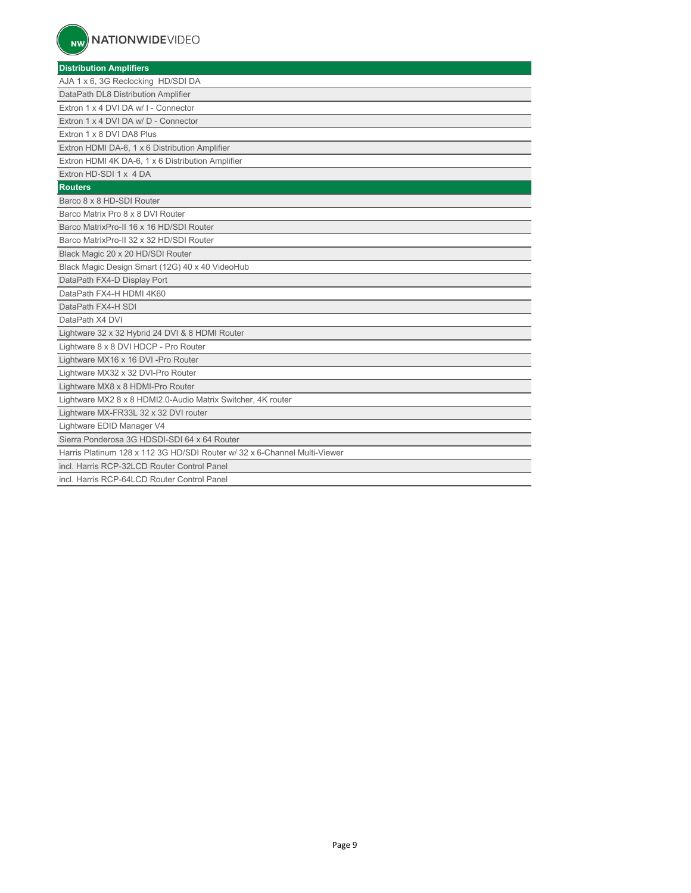| Distribution Amplifiers |
|---|
| AJA 1 x 6, 3G Reclocking HD/SDI DA |
| DataPath DL8 Distribution Amplifier |
| Extron 1 x 4 DVI DA w/ I - Connector |
| Extron 1 x 4 DVI DA w/ D - Connector |
| Extron 1 x 8 DVI DA8 Plus |
| Extron HDMI DA-6, 1 x 6 Distribution Amplifier |
| Extron HDMI 4K DA-6, 1 x 6 Distribution Amplifier |
| Extron HD-SDI 1 x 4 DA |
| **Routers** |
| Barco 8 x 8 HD-SDI Router |
| Barco Matrix Pro 8 x 8 DVI Router |
| Barco MatrixPro-II 16 x 16 HD/SDI Router |
| Barco MatrixPro-II 32 x 32 HD/SDI Router |
| Black Magic 20 x 20 HD/SDI Router |
| Black Magic Design Smart (12G) 40 x 40 VideoHub |
| DataPath FX4-D Display Port |
| DataPath FX4-H HDMI 4K60 |
| DataPath FX4-H SDI |
| DataPath X4 DVI |
| Lightware 32 x 32 Hybrid 24 DVI & 8 HDMI Router |
| Lightware 8 x 8 DVI HDCP - Pro Router |
| Lightware MX16 x 16 DVI -Pro Router |
| Lightware MX32 x 32 DVI-Pro Router |
| Lightware MX8 x 8 HDMI-Pro Router |
| Lightware MX2 8 x 8 HDMI2.0-Audio Matrix Switcher, 4K router |
| Lightware MX-FR33L 32 x 32 DVI router |
| Lightware EDID Manager V4 |
| Sierra Ponderosa 3G HDSDI-SDI 64 x 64 Router |
| Harris Platinum 128 x 112 3G HD/SDI Router w/ 32 x 6-Channel Multi-Viewer |
| incl. Harris RCP-32LCD Router Control Panel |
| incl. Harris RCP-64LCD Router Control Panel |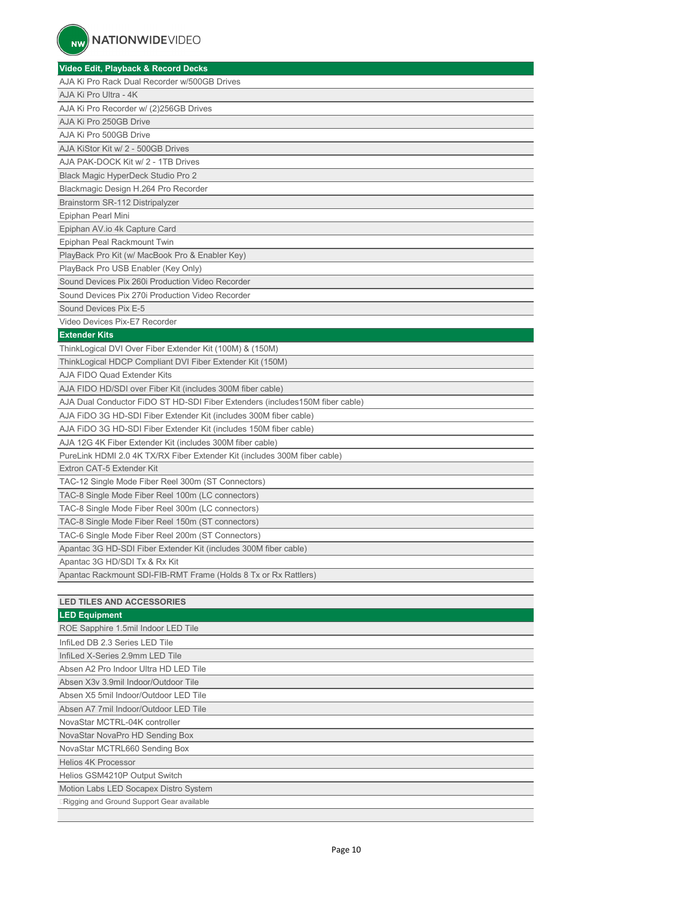| Video Edit, Playback & Record Decks |
|---|
| AJA Ki Pro Rack Dual Recorder w/500GB Drives |
| AJA Ki Pro Ultra - 4K |
| AJA Ki Pro Recorder w/ (2)256GB Drives |
| AJA Ki Pro 250GB Drive |
| AJA Ki Pro 500GB Drive |
| AJA KiStor Kit w/ 2 - 500GB Drives |
| AJA PAK-DOCK Kit w/ 2 - 1TB Drives |
| Black Magic HyperDeck Studio Pro 2 |
| Blackmagic Design H.264 Pro Recorder |
| Brainstorm SR-112 Distripalyzer |
| Epiphan Pearl Mini |
| Epiphan AV.io 4k Capture Card |
| Epiphan Peal Rackmount Twin |
| PlayBack Pro Kit (w/ MacBook Pro & Enabler Key) |
| PlayBack Pro USB Enabler (Key Only) |
| Sound Devices Pix 260i Production Video Recorder |
| Sound Devices Pix 270i Production Video Recorder |
| Sound Devices Pix E-5 |
| Video Devices Pix-E7 Recorder |

| Extender Kits |
|---|
| ThinkLogical DVI Over Fiber Extender Kit (100M) & (150M) |
| ThinkLogical HDCP Compliant DVI Fiber Extender Kit (150M) |
| AJA FIDO Quad Extender Kits |
| AJA FIDO HD/SDI over Fiber Kit (includes 300M fiber cable) |
| AJA Dual Conductor FiDO ST HD-SDI Fiber Extenders (includes150M fiber cable) |
| AJA FiDO 3G HD-SDI Fiber Extender Kit (includes 300M fiber cable) |
| AJA FiDO 3G HD-SDI Fiber Extender Kit (includes 150M fiber cable) |
| AJA 12G 4K Fiber Extender Kit (includes 300M fiber cable) |
| PureLink HDMI 2.0 4K TX/RX Fiber Extender Kit (includes 300M fiber cable) |
| Extron CAT-5 Extender Kit |
| TAC-12 Single Mode Fiber Reel 300m (ST Connectors) |
| TAC-8 Single Mode Fiber Reel 100m (LC connectors) |
| TAC-8 Single Mode Fiber Reel 300m (LC connectors) |
| TAC-8 Single Mode Fiber Reel 150m (ST connectors) |
| TAC-6 Single Mode Fiber Reel 200m (ST Connectors) |
| Apantac 3G HD-SDI Fiber Extender Kit (includes 300M fiber cable) |
| Apantac 3G HD/SDI Tx & Rx Kit |
| Apantac Rackmount SDI-FIB-RMT Frame (Holds 8 Tx or Rx Rattlers) |

## LED TILES AND ACCESSORIES

| LED Equipment |
|---|
| ROE Sapphire 1.5mil Indoor LED Tile |
| InfiLed DB 2.3 Series LED Tile |
| InfiLed X-Series 2.9mm LED Tile |
| Absen A2 Pro Indoor Ultra HD LED Tile |
| Absen X3v 3.9mil Indoor/Outdoor Tile |
| Absen X5 5mil Indoor/Outdoor LED Tile |
| Absen A7 7mil Indoor/Outdoor LED Tile |
| NovaStar MCTRL-04K controller |
| NovaStar NovaPro HD Sending Box |
| NovaStar MCTRL660 Sending Box |
| Helios 4K Processor |
| Helios GSM4210P Output Switch |
| Motion Labs LED Socapex Distro System |
| Rigging and Ground Support Gear available |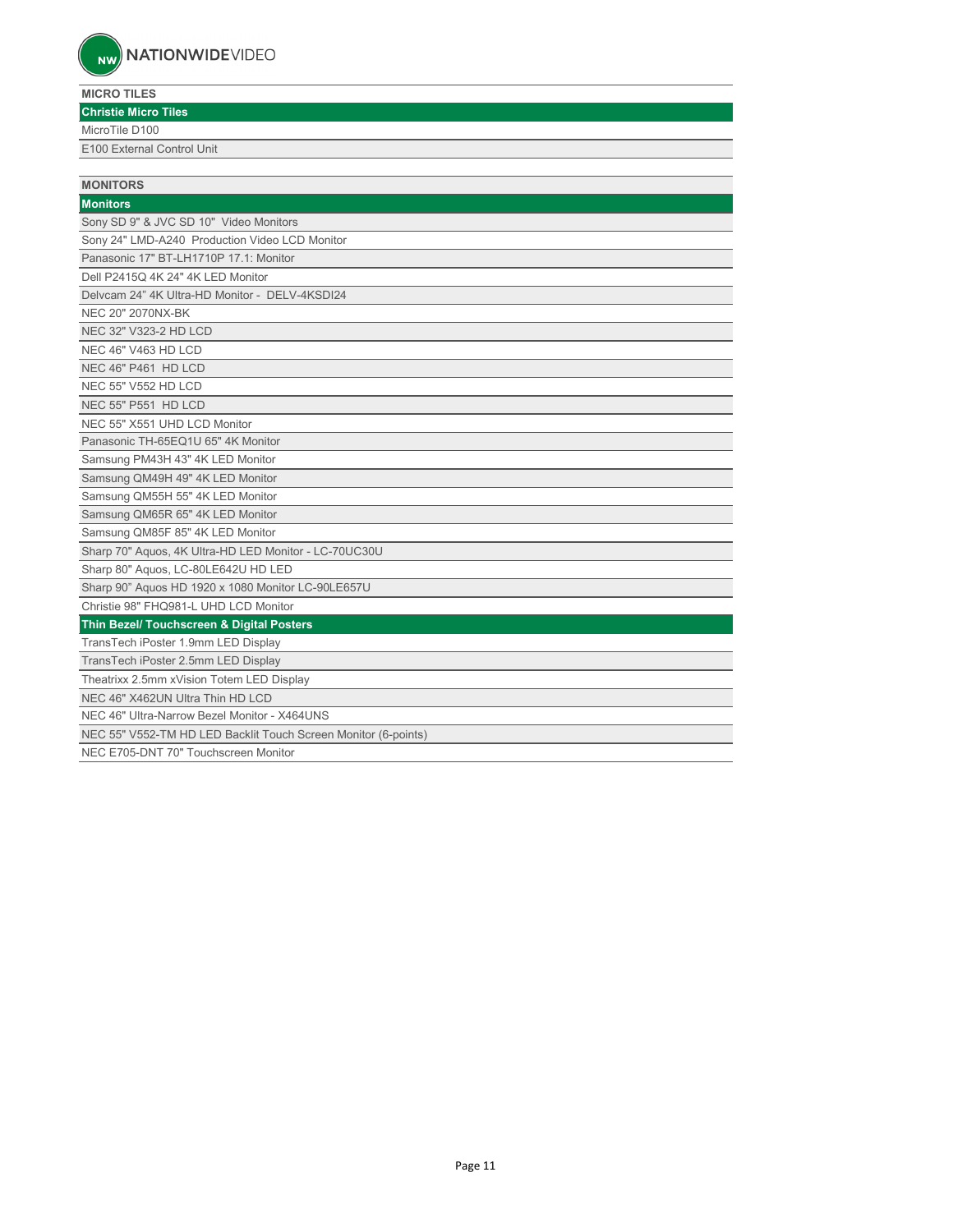## MICRO TILES

### Christie Micro Tiles

- MicroTile D100
- E100 External Control Unit

## MONITORS

### Monitors

- Sony SD 9" & JVC SD 10"  Video Monitors
- Sony 24" LMD-A240  Production Video LCD Monitor
- Panasonic 17" BT-LH1710P 17.1: Monitor
- Dell P2415Q 4K 24" 4K LED Monitor
- Delvcam 24" 4K Ultra-HD Monitor -  DELV-4KSDI24
- NEC 20" 2070NX-BK
- NEC 32" V323-2 HD LCD
- NEC 46" V463 HD LCD
- NEC 46" P461  HD LCD
- NEC 55" V552 HD LCD
- NEC 55" P551  HD LCD
- NEC 55" X551 UHD LCD Monitor
- Panasonic TH-65EQ1U 65" 4K Monitor
- Samsung PM43H 43" 4K LED Monitor
- Samsung QM49H 49" 4K LED Monitor
- Samsung QM55H 55" 4K LED Monitor
- Samsung QM65R 65" 4K LED Monitor
- Samsung QM85F 85" 4K LED Monitor
- Sharp 70" Aquos, 4K Ultra-HD LED Monitor - LC-70UC30U
- Sharp 80" Aquos, LC-80LE642U HD LED
- Sharp 90" Aquos HD 1920 x 1080 Monitor LC-90LE657U
- Christie 98" FHQ981-L UHD LCD Monitor

### Thin Bezel/ Touchscreen & Digital Posters

- TransTech iPoster 1.9mm LED Display
- TransTech iPoster 2.5mm LED Display
- Theatrixx 2.5mm xVision Totem LED Display
- NEC 46" X462UN Ultra Thin HD LCD
- NEC 46" Ultra-Narrow Bezel Monitor - X464UNS
- NEC 55" V552-TM HD LED Backlit Touch Screen Monitor (6-points)
- NEC E705-DNT 70" Touchscreen Monitor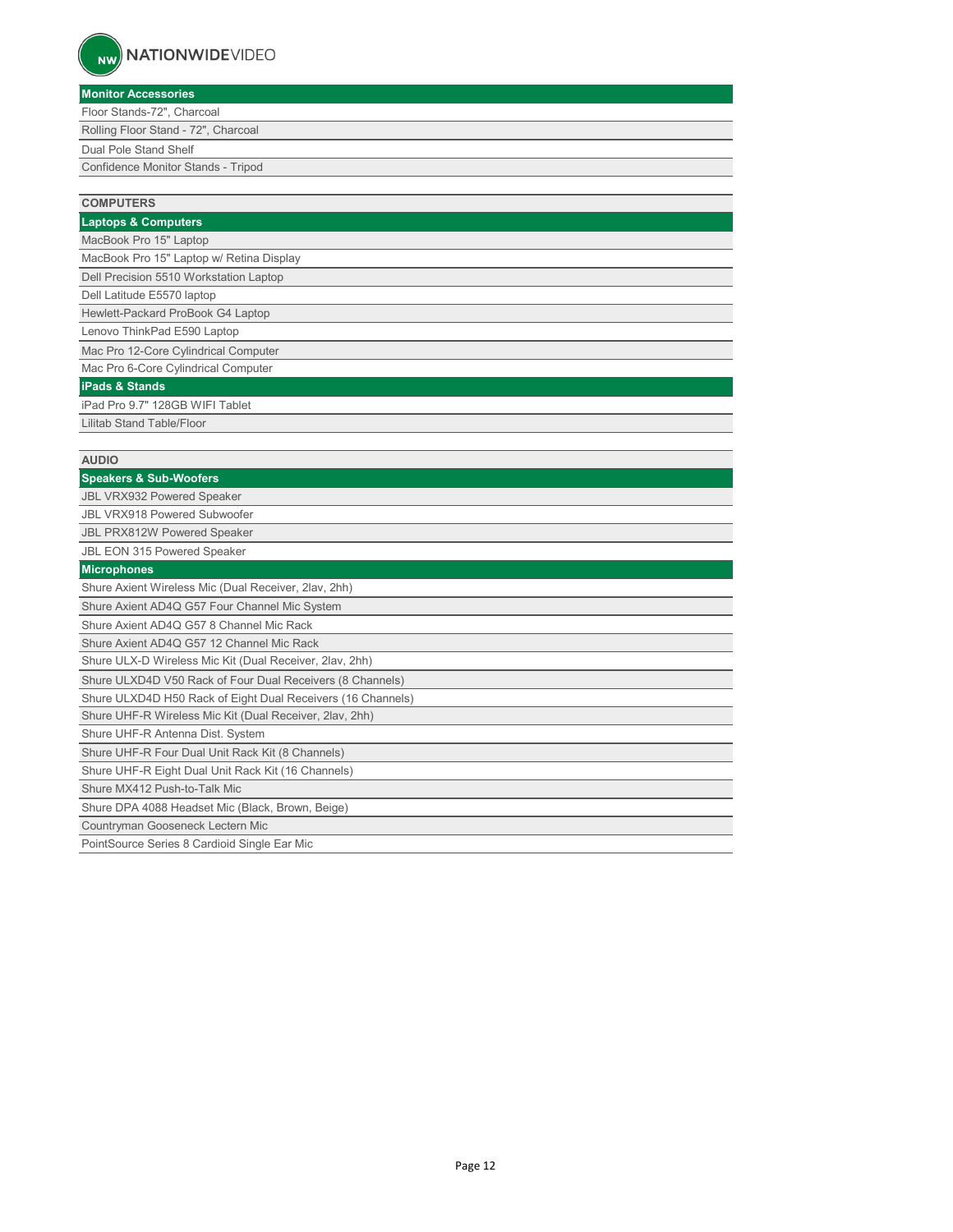NATIONWIDEVIDEO

### Monitor Accessories

- Floor Stands-72", Charcoal
- Rolling Floor Stand - 72", Charcoal
- Dual Pole Stand Shelf
- Confidence Monitor Stands - Tripod

## COMPUTERS

### Laptops & Computers

- MacBook Pro 15" Laptop
- MacBook Pro 15" Laptop w/ Retina Display
- Dell Precision 5510 Workstation Laptop
- Dell Latitude E5570 laptop
- Hewlett-Packard ProBook G4 Laptop
- Lenovo ThinkPad E590 Laptop
- Mac Pro 12-Core Cylindrical Computer
- Mac Pro 6-Core Cylindrical Computer

### iPads & Stands

- iPad Pro 9.7" 128GB WIFI Tablet
- Lilitab Stand Table/Floor

## AUDIO

### Speakers & Sub-Woofers

- JBL VRX932 Powered Speaker
- JBL VRX918 Powered Subwoofer
- JBL PRX812W Powered Speaker
- JBL EON 315 Powered Speaker

### Microphones

- Shure Axient Wireless Mic (Dual Receiver, 2lav, 2hh)
- Shure Axient AD4Q G57 Four Channel Mic System
- Shure Axient AD4Q G57 8 Channel Mic Rack
- Shure Axient AD4Q G57 12 Channel Mic Rack
- Shure ULX-D Wireless Mic Kit (Dual Receiver, 2lav, 2hh)
- Shure ULXD4D V50 Rack of Four Dual Receivers (8 Channels)
- Shure ULXD4D H50 Rack of Eight Dual Receivers (16 Channels)
- Shure UHF-R Wireless Mic Kit (Dual Receiver, 2lav, 2hh)
- Shure UHF-R Antenna Dist. System
- Shure UHF-R Four Dual Unit Rack Kit (8 Channels)
- Shure UHF-R Eight Dual Unit Rack Kit (16 Channels)
- Shure MX412 Push-to-Talk Mic
- Shure DPA 4088 Headset Mic (Black, Brown, Beige)
- Countryman Gooseneck Lectern Mic
- PointSource Series 8 Cardioid Single Ear Mic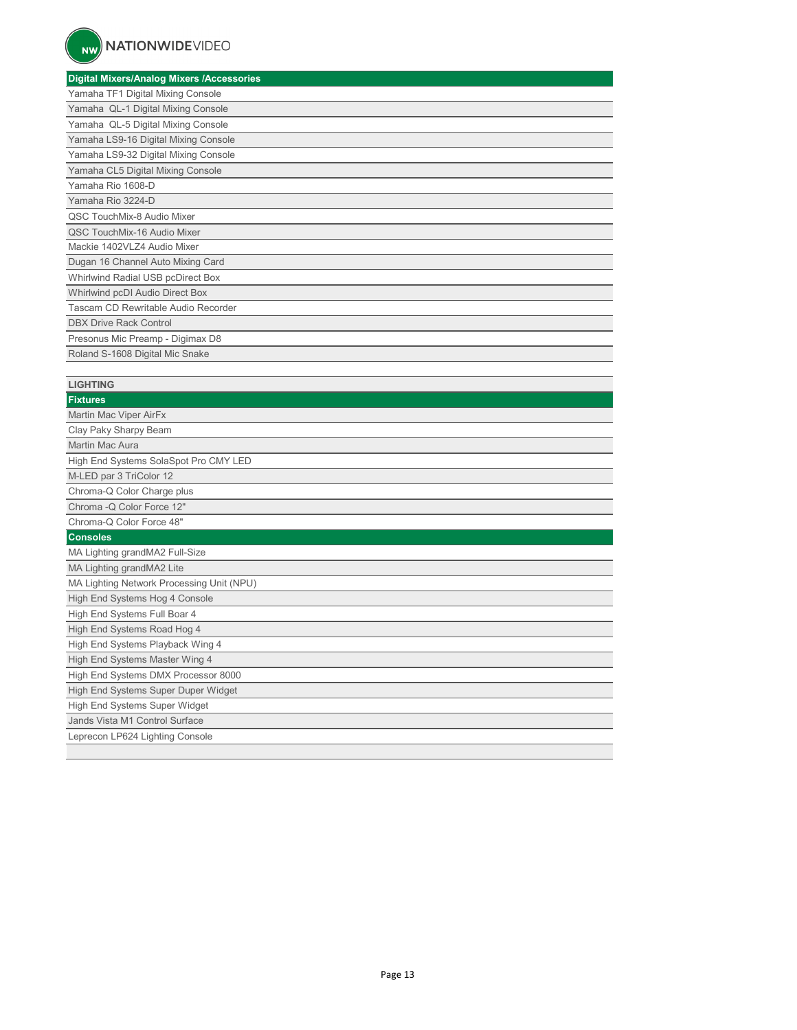| Digital Mixers/Analog Mixers /Accessories |
|---|
| Yamaha TF1 Digital Mixing Console |
| Yamaha  QL-1 Digital Mixing Console |
| Yamaha  QL-5 Digital Mixing Console |
| Yamaha LS9-16 Digital Mixing Console |
| Yamaha LS9-32 Digital Mixing Console |
| Yamaha CL5 Digital Mixing Console |
| Yamaha Rio 1608-D |
| Yamaha Rio 3224-D |
| QSC TouchMix-8 Audio Mixer |
| QSC TouchMix-16 Audio Mixer |
| Mackie 1402VLZ4 Audio Mixer |
| Dugan 16 Channel Auto Mixing Card |
| Whirlwind Radial USB pcDirect Box |
| Whirlwind pcDI Audio Direct Box |
| Tascam CD Rewritable Audio Recorder |
| DBX Drive Rack Control |
| Presonus Mic Preamp - Digimax D8 |
| Roland S-1608 Digital Mic Snake |

## LIGHTING

| Fixtures |
|---|
| Martin Mac Viper AirFx |
| Clay Paky Sharpy Beam |
| Martin Mac Aura |
| High End Systems SolaSpot Pro CMY LED |
| M-LED par 3 TriColor 12 |
| Chroma-Q Color Charge plus |
| Chroma -Q Color Force 12" |
| Chroma-Q Color Force 48" |

| Consoles |
|---|
| MA Lighting grandMA2 Full-Size |
| MA Lighting grandMA2 Lite |
| MA Lighting Network Processing Unit (NPU) |
| High End Systems Hog 4 Console |
| High End Systems Full Boar 4 |
| High End Systems Road Hog 4 |
| High End Systems Playback Wing 4 |
| High End Systems Master Wing 4 |
| High End Systems DMX Processor 8000 |
| High End Systems Super Duper Widget |
| High End Systems Super Widget |
| Jands Vista M1 Control Surface |
| Leprecon LP624 Lighting Console |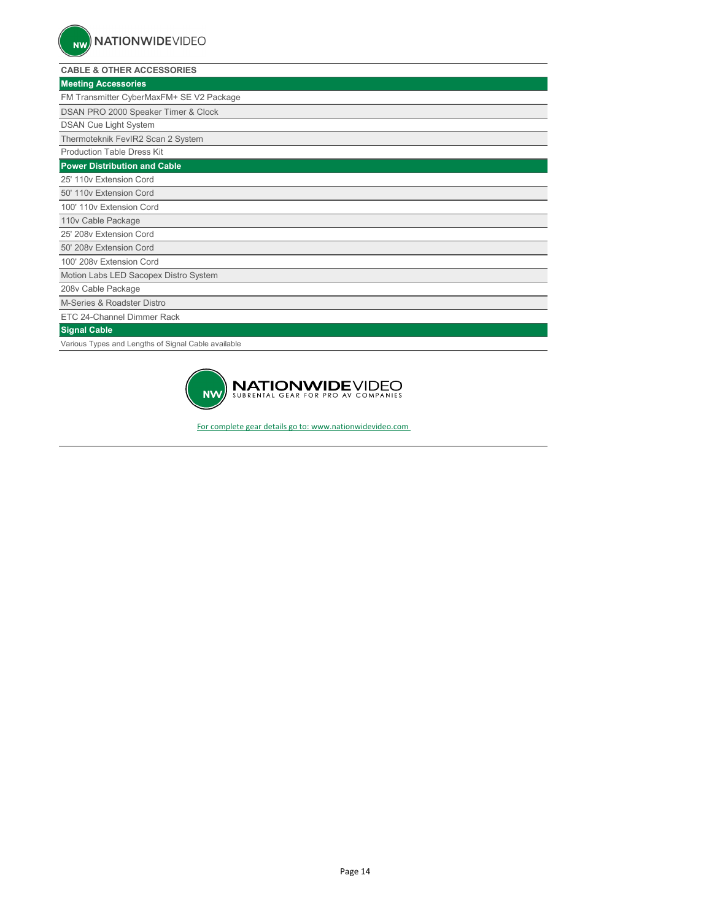## CABLE & OTHER ACCESSORIES

| |
|---|
| **Meeting Accessories** |
| FM Transmitter CyberMaxFM+ SE V2 Package |
| DSAN PRO 2000 Speaker Timer & Clock |
| DSAN Cue Light System |
| Thermoteknik FevIR2 Scan 2 System |
| Production Table Dress Kit |
| **Power Distribution and Cable** |
| 25' 110v Extension Cord |
| 50' 110v Extension Cord |
| 100' 110v Extension Cord |
| 110v Cable Package |
| 25' 208v Extension Cord |
| 50' 208v Extension Cord |
| 100' 208v Extension Cord |
| Motion Labs LED Sacopex Distro System |
| 208v Cable Package |
| M-Series & Roadster Distro |
| ETC 24-Channel Dimmer Rack |
| **Signal Cable** |
| Various Types and Lengths of Signal Cable available |

NATIONWIDEVIDEO
SUBRENTAL GEAR FOR PRO AV COMPANIES

For complete gear details go to: www.nationwidevideo.com